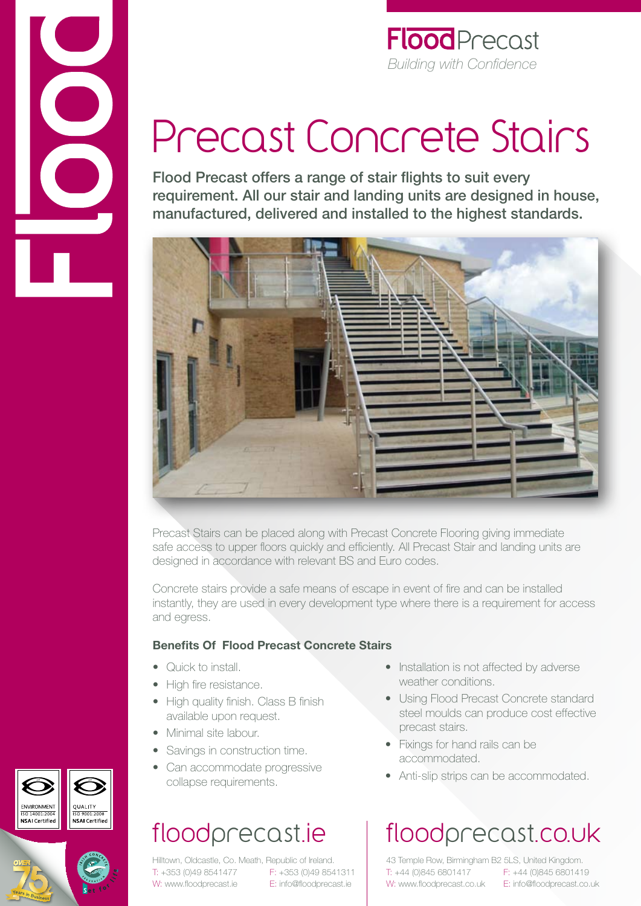**FloodPrecast**
*Building with Confidence*

# Precast Concrete Stairs

**Flood Precast offers a range of stair flights to suit every requirement. All our stair and landing units are designed in house, manufactured, delivered and installed to the highest standards.**

Precast Stairs can be placed along with Precast Concrete Flooring giving immediate safe access to upper floors quickly and efficiently. All Precast Stair and landing units are designed in accordance with relevant BS and Euro codes.

Concrete stairs provide a safe means of escape in event of fire and can be installed instantly, they are used in every development type where there is a requirement for access and egress.

### Benefits Of Flood Precast Concrete Stairs

- Quick to install.
- High fire resistance.
- High quality finish. Class B finish available upon request.
- Minimal site labour.
- Savings in construction time.
- Can accommodate progressive collapse requirements.
- Installation is not affected by adverse weather conditions.
- Using Flood Precast Concrete standard steel moulds can produce cost effective precast stairs.
- Fixings for hand rails can be accommodated.
- Anti-slip strips can be accommodated.

ENVIRONMENT ISO 14001:2004 NSAI Certified

QUALITY ISO 9001:2008 NSAI Certified

## floodprecast.ie

Hilltown, Oldcastle, Co. Meath, Republic of Ireland.
T: +353 (0)49 8541477 F: +353 (0)49 8541311
W: www.floodprecast.ie E: info@floodprecast.ie

## floodprecast.co.uk

43 Temple Row, Birmingham B2 5LS, United Kingdom.
T: +44 (0)845 6801417 F: +44 (0)845 6801419
W: www.floodprecast.co.uk E: info@floodprecast.co.uk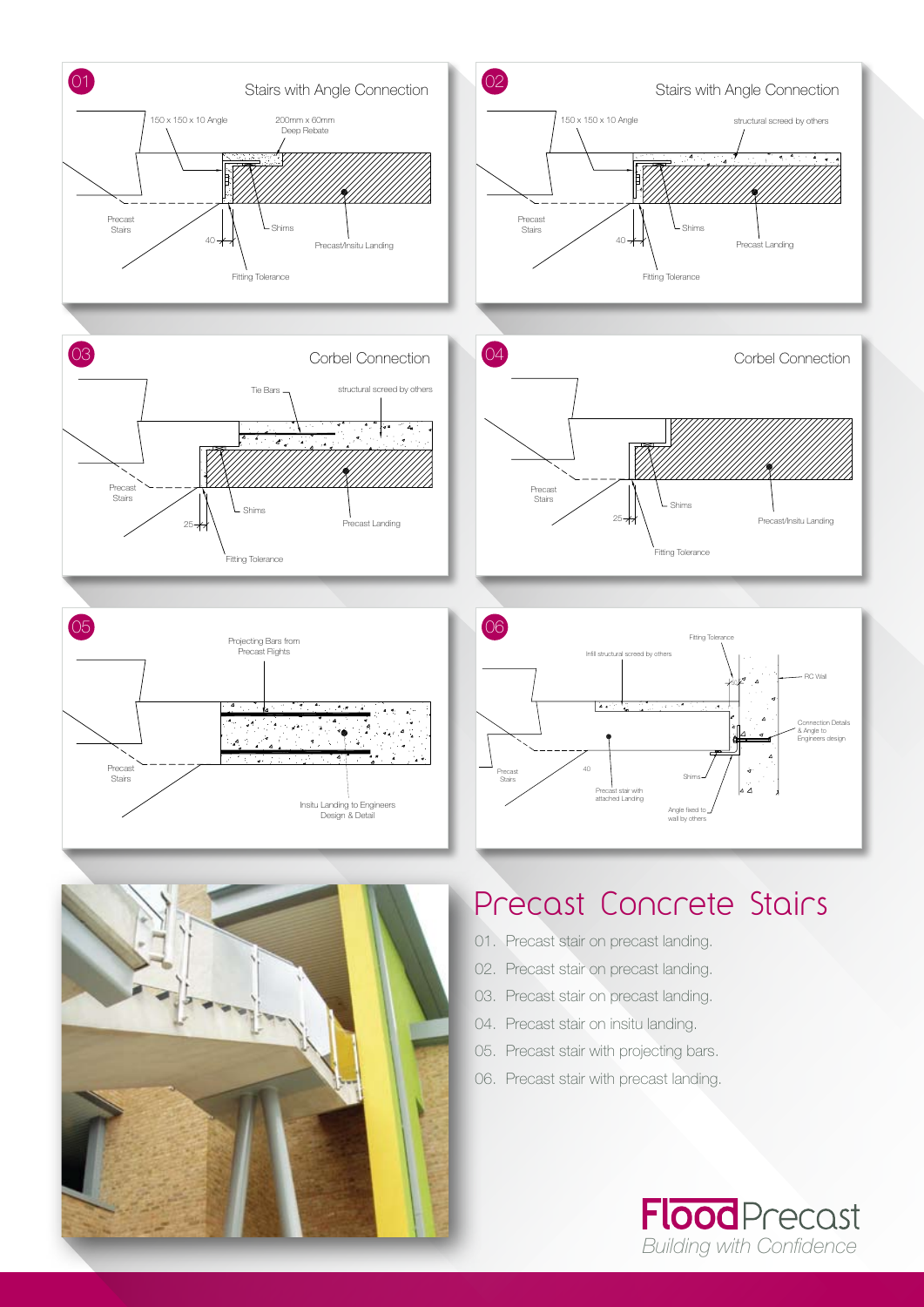01 Stairs with Angle Connection

150 x 150 x 10 Angle
200mm x 60mm Deep Rebate
Precast Stairs
Shims
Precast/Insitu Landing
40
Fitting Tolerance

02 Stairs with Angle Connection

150 x 150 x 10 Angle
structural screed by others
Precast Stairs
Shims
Precast Landing
40
Fitting Tolerance

03 Corbel Connection

Tie Bars
structural screed by others
Precast Stairs
Shims
Precast Landing
25
Fitting Tolerance

04 Corbel Connection

Precast Stairs
Shims
Precast/Insitu Landing
25
Fitting Tolerance

05

Projecting Bars from Precast Flights
Precast Stairs
Insitu Landing to Engineers Design & Detail

06

Fitting Tolerance
Infill structural screed by others
RC Wall
Connection Details & Angle to Engineers design
Precast Stairs
40
Shims
Precast stair with attached Landing
Angle fixed to wall by others

# Precast Concrete Stairs

01. Precast stair on precast landing.
02. Precast stair on precast landing.
03. Precast stair on precast landing.
04. Precast stair on insitu landing.
05. Precast stair with projecting bars.
06. Precast stair with precast landing.

**Flood** Precast
*Building with Confidence*